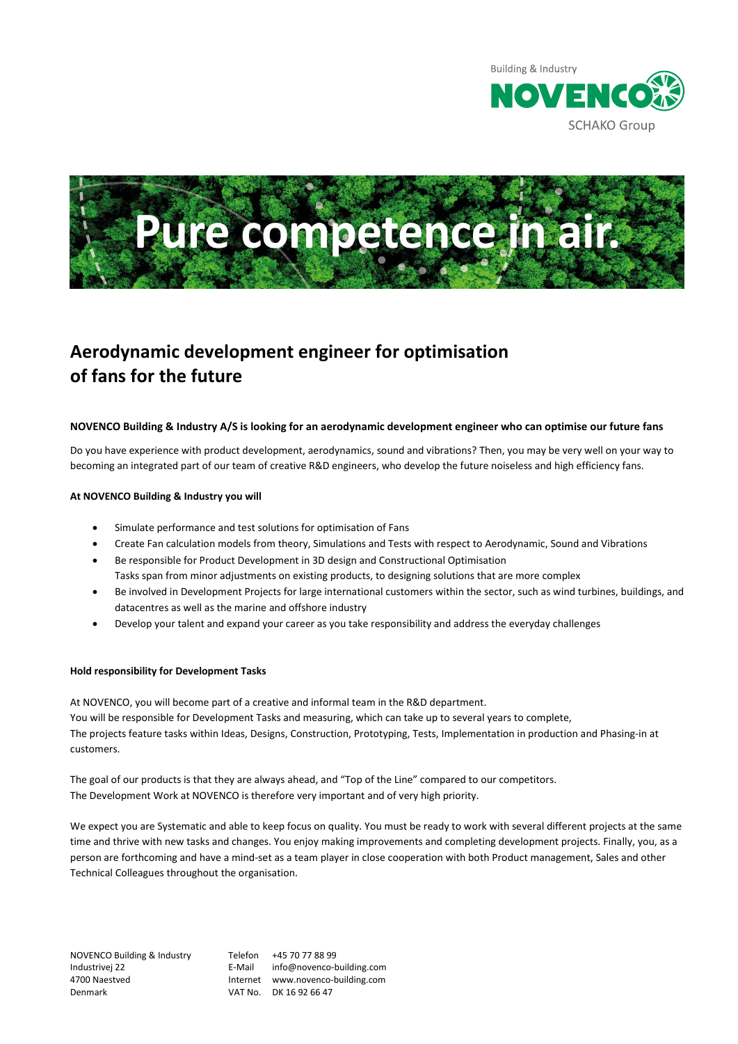Building & Industry

NOVENCO

SCHAKO Group

Pure competence in air.

# Aerodynamic development engineer for optimisation of fans for the future

**NOVENCO Building & Industry A/S is looking for an aerodynamic development engineer who can optimise our future fans**

Do you have experience with product development, aerodynamics, sound and vibrations? Then, you may be very well on your way to becoming an integrated part of our team of creative R&D engineers, who develop the future noiseless and high efficiency fans.

**At NOVENCO Building & Industry you will**

- Simulate performance and test solutions for optimisation of Fans
- Create Fan calculation models from theory, Simulations and Tests with respect to Aerodynamic, Sound and Vibrations
- Be responsible for Product Development in 3D design and Constructional Optimisation
  Tasks span from minor adjustments on existing products, to designing solutions that are more complex
- Be involved in Development Projects for large international customers within the sector, such as wind turbines, buildings, and datacentres as well as the marine and offshore industry
- Develop your talent and expand your career as you take responsibility and address the everyday challenges

**Hold responsibility for Development Tasks**

At NOVENCO, you will become part of a creative and informal team in the R&D department.
You will be responsible for Development Tasks and measuring, which can take up to several years to complete,
The projects feature tasks within Ideas, Designs, Construction, Prototyping, Tests, Implementation in production and Phasing-in at customers.

The goal of our products is that they are always ahead, and "Top of the Line" compared to our competitors.
The Development Work at NOVENCO is therefore very important and of very high priority.

We expect you are Systematic and able to keep focus on quality. You must be ready to work with several different projects at the same time and thrive with new tasks and changes. You enjoy making improvements and completing development projects. Finally, you, as a person are forthcoming and have a mind-set as a team player in close cooperation with both Product management, Sales and other Technical Colleagues throughout the organisation.

NOVENCO Building & Industry
Industrivej 22
4700 Naestved
Denmark

Telefon +45 70 77 88 99
E-Mail info@novenco-building.com
Internet www.novenco-building.com
VAT No. DK 16 92 66 47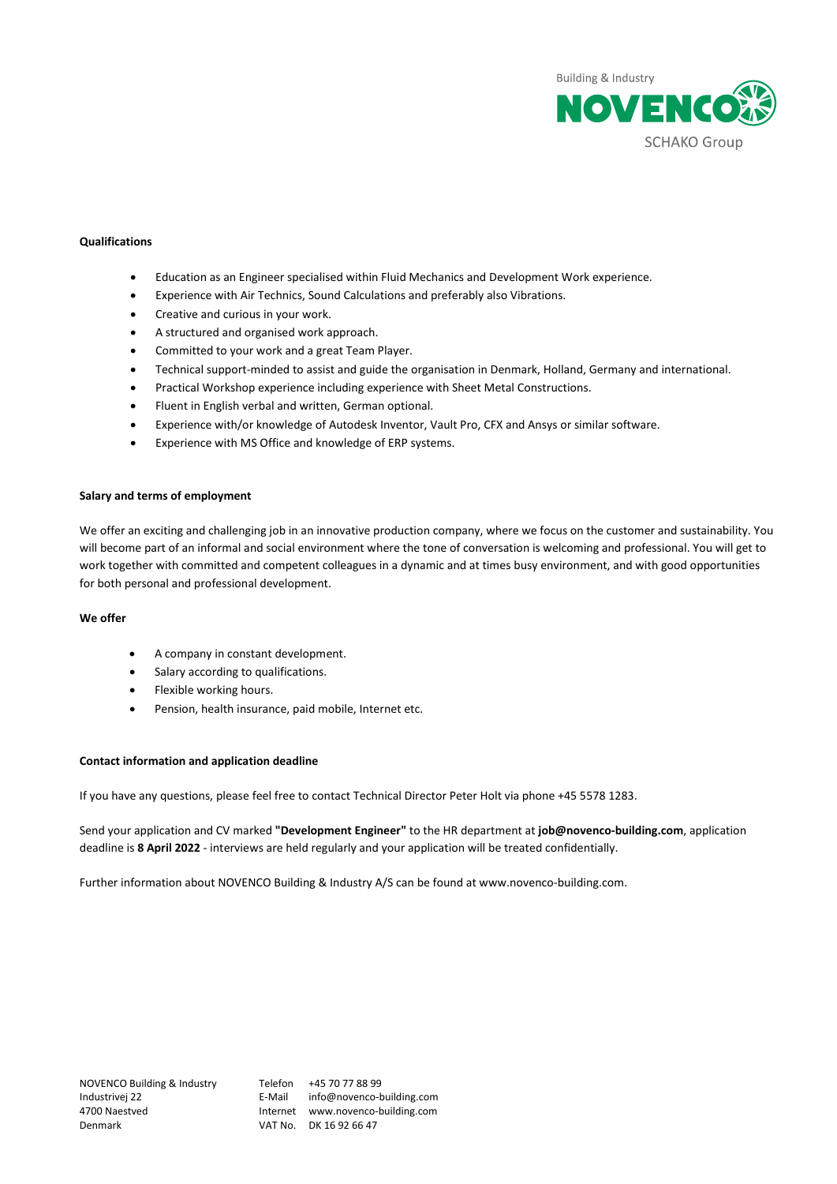**Qualifications**

- Education as an Engineer specialised within Fluid Mechanics and Development Work experience.
- Experience with Air Technics, Sound Calculations and preferably also Vibrations.
- Creative and curious in your work.
- A structured and organised work approach.
- Committed to your work and a great Team Player.
- Technical support-minded to assist and guide the organisation in Denmark, Holland, Germany and international.
- Practical Workshop experience including experience with Sheet Metal Constructions.
- Fluent in English verbal and written, German optional.
- Experience with/or knowledge of Autodesk Inventor, Vault Pro, CFX and Ansys or similar software.
- Experience with MS Office and knowledge of ERP systems.

**Salary and terms of employment**

We offer an exciting and challenging job in an innovative production company, where we focus on the customer and sustainability. You will become part of an informal and social environment where the tone of conversation is welcoming and professional. You will get to work together with committed and competent colleagues in a dynamic and at times busy environment, and with good opportunities for both personal and professional development.

**We offer**

- A company in constant development.
- Salary according to qualifications.
- Flexible working hours.
- Pension, health insurance, paid mobile, Internet etc.

**Contact information and application deadline**

If you have any questions, please feel free to contact Technical Director Peter Holt via phone +45 5578 1283.

Send your application and CV marked **"Development Engineer"** to the HR department at **job@novenco-building.com**, application deadline is **8 April 2022** - interviews are held regularly and your application will be treated confidentially.

Further information about NOVENCO Building & Industry A/S can be found at www.novenco-building.com.